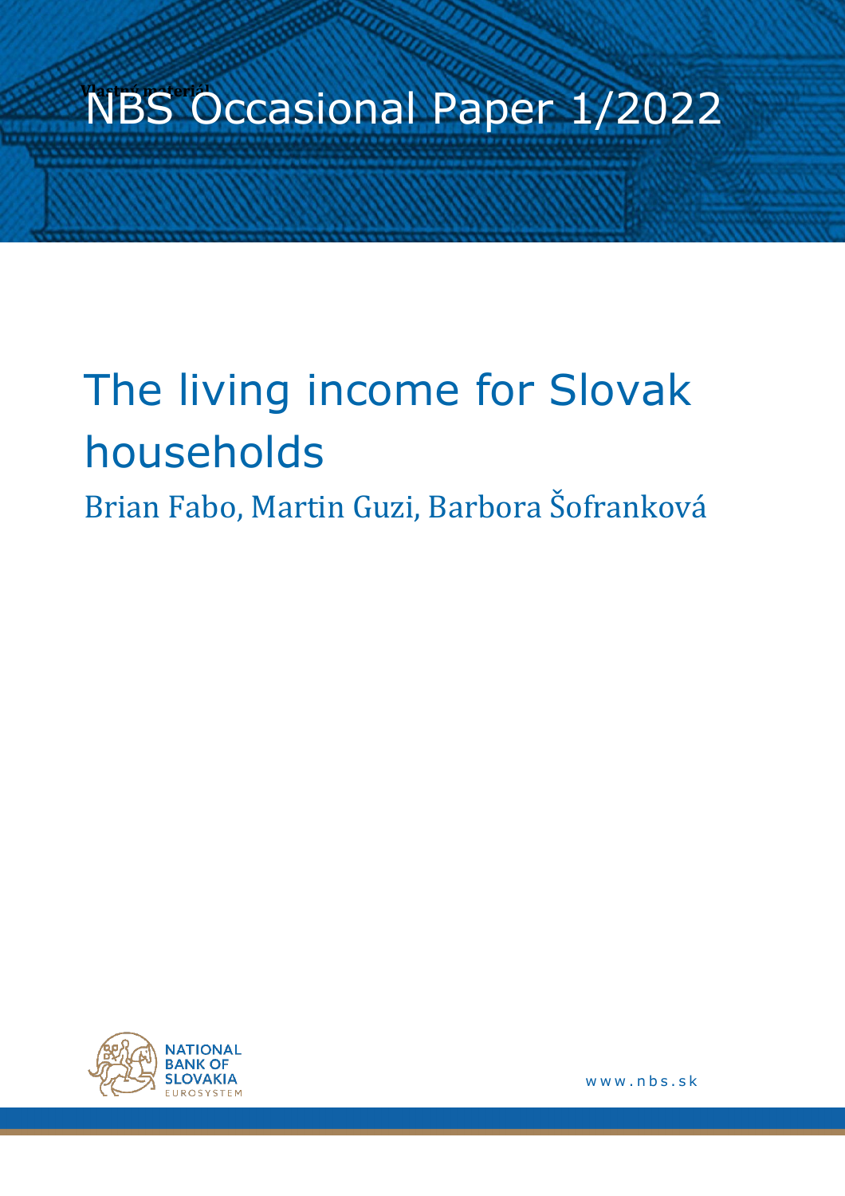Vlastný materiál

# NBS Occasional Paper 1/2022

# The living income for Slovak households

## Brian Fabo, Martin Guzi, Barbora Šofranková

NATIONAL BANK OF SLOVAKIA
EUROSYSTEM

www.nbs.sk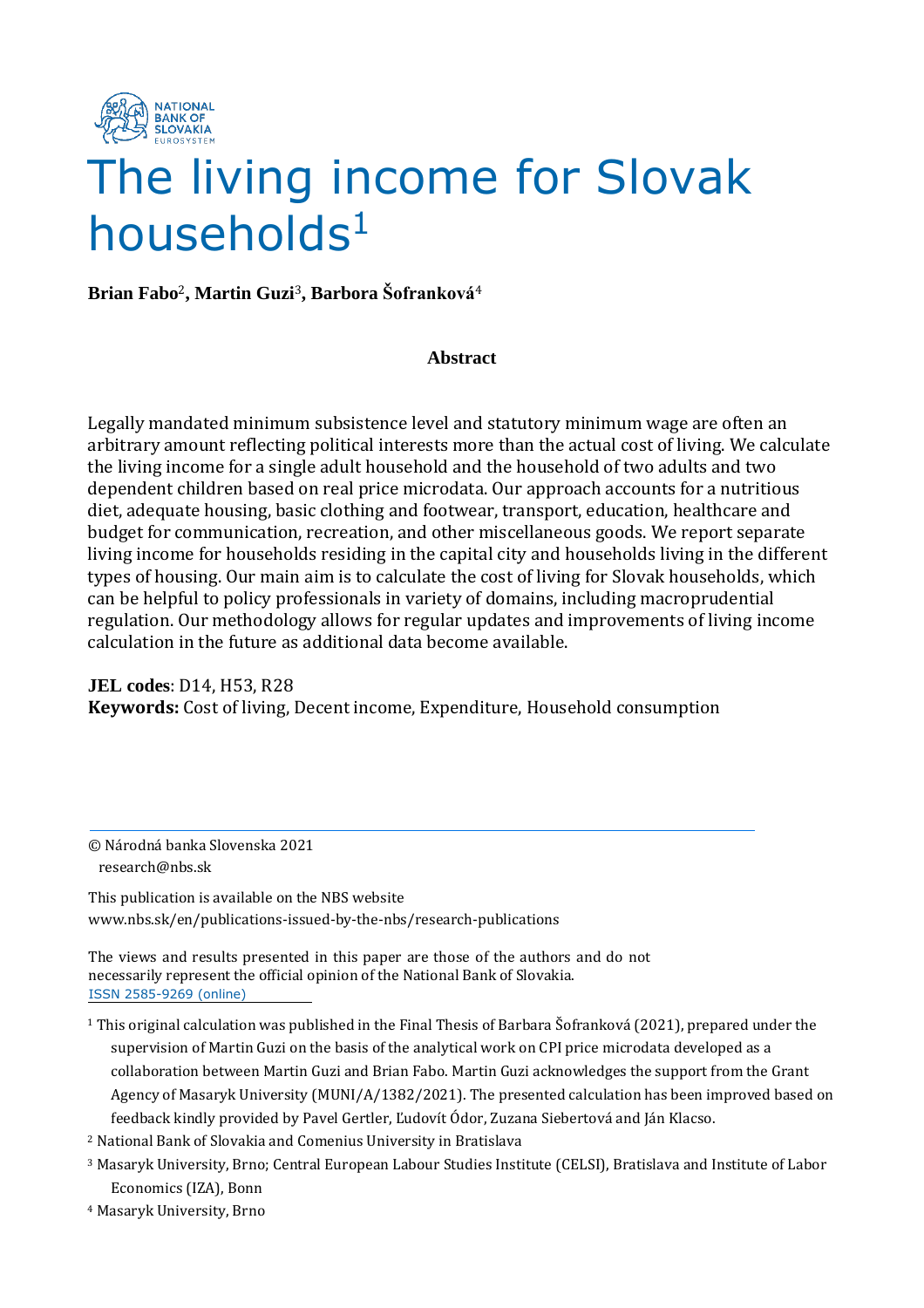# The living income for Slovak households[1]

**Brian Fabo[2], Martin Guzi[3], Barbora Šofranková[4]**

**Abstract**

Legally mandated minimum subsistence level and statutory minimum wage are often an arbitrary amount reflecting political interests more than the actual cost of living. We calculate the living income for a single adult household and the household of two adults and two dependent children based on real price microdata. Our approach accounts for a nutritious diet, adequate housing, basic clothing and footwear, transport, education, healthcare and budget for communication, recreation, and other miscellaneous goods. We report separate living income for households residing in the capital city and households living in the different types of housing. Our main aim is to calculate the cost of living for Slovak households, which can be helpful to policy professionals in variety of domains, including macroprudential regulation. Our methodology allows for regular updates and improvements of living income calculation in the future as additional data become available.

**JEL codes**: D14, H53, R28
**Keywords:** Cost of living, Decent income, Expenditure, Household consumption

© Národná banka Slovenska 2021
research@nbs.sk

This publication is available on the NBS website
www.nbs.sk/en/publications-issued-by-the-nbs/research-publications

The views and results presented in this paper are those of the authors and do not necessarily represent the official opinion of the National Bank of Slovakia.
ISSN 2585-9269 (online)

[1] This original calculation was published in the Final Thesis of Barbara Šofranková (2021), prepared under the supervision of Martin Guzi on the basis of the analytical work on CPI price microdata developed as a collaboration between Martin Guzi and Brian Fabo. Martin Guzi acknowledges the support from the Grant Agency of Masaryk University (MUNI/A/1382/2021). The presented calculation has been improved based on feedback kindly provided by Pavel Gertler, Ľudovít Ódor, Zuzana Siebertová and Ján Klacso.

[2] National Bank of Slovakia and Comenius University in Bratislava

[3] Masaryk University, Brno; Central European Labour Studies Institute (CELSI), Bratislava and Institute of Labor Economics (IZA), Bonn

[4] Masaryk University, Brno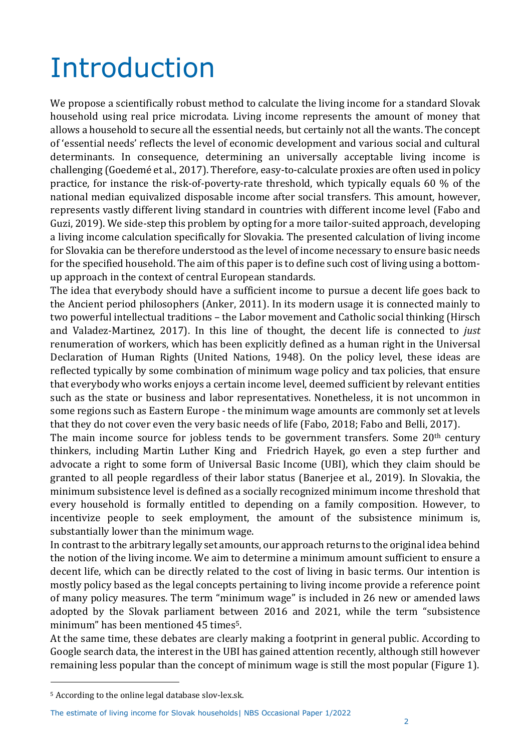# Introduction

We propose a scientifically robust method to calculate the living income for a standard Slovak household using real price microdata. Living income represents the amount of money that allows a household to secure all the essential needs, but certainly not all the wants. The concept of 'essential needs' reflects the level of economic development and various social and cultural determinants. In consequence, determining an universally acceptable living income is challenging (Goedemé et al., 2017). Therefore, easy-to-calculate proxies are often used in policy practice, for instance the risk-of-poverty-rate threshold, which typically equals 60 % of the national median equivalized disposable income after social transfers. This amount, however, represents vastly different living standard in countries with different income level (Fabo and Guzi, 2019). We side-step this problem by opting for a more tailor-suited approach, developing a living income calculation specifically for Slovakia. The presented calculation of living income for Slovakia can be therefore understood as the level of income necessary to ensure basic needs for the specified household. The aim of this paper is to define such cost of living using a bottom-up approach in the context of central European standards.

The idea that everybody should have a sufficient income to pursue a decent life goes back to the Ancient period philosophers (Anker, 2011). In its modern usage it is connected mainly to two powerful intellectual traditions – the Labor movement and Catholic social thinking (Hirsch and Valadez-Martinez, 2017). In this line of thought, the decent life is connected to *just* renumeration of workers, which has been explicitly defined as a human right in the Universal Declaration of Human Rights (United Nations, 1948). On the policy level, these ideas are reflected typically by some combination of minimum wage policy and tax policies, that ensure that everybody who works enjoys a certain income level, deemed sufficient by relevant entities such as the state or business and labor representatives. Nonetheless, it is not uncommon in some regions such as Eastern Europe - the minimum wage amounts are commonly set at levels that they do not cover even the very basic needs of life (Fabo, 2018; Fabo and Belli, 2017).

The main income source for jobless tends to be government transfers. Some 20th century thinkers, including Martin Luther King and Friedrich Hayek, go even a step further and advocate a right to some form of Universal Basic Income (UBI), which they claim should be granted to all people regardless of their labor status (Banerjee et al., 2019). In Slovakia, the minimum subsistence level is defined as a socially recognized minimum income threshold that every household is formally entitled to depending on a family composition. However, to incentivize people to seek employment, the amount of the subsistence minimum is, substantially lower than the minimum wage.

In contrast to the arbitrary legally set amounts, our approach returns to the original idea behind the notion of the living income. We aim to determine a minimum amount sufficient to ensure a decent life, which can be directly related to the cost of living in basic terms. Our intention is mostly policy based as the legal concepts pertaining to living income provide a reference point of many policy measures. The term "minimum wage" is included in 26 new or amended laws adopted by the Slovak parliament between 2016 and 2021, while the term "subsistence minimum" has been mentioned 45 times[5].

At the same time, these debates are clearly making a footprint in general public. According to Google search data, the interest in the UBI has gained attention recently, although still however remaining less popular than the concept of minimum wage is still the most popular (Figure 1).

---

[5] According to the online legal database slov-lex.sk.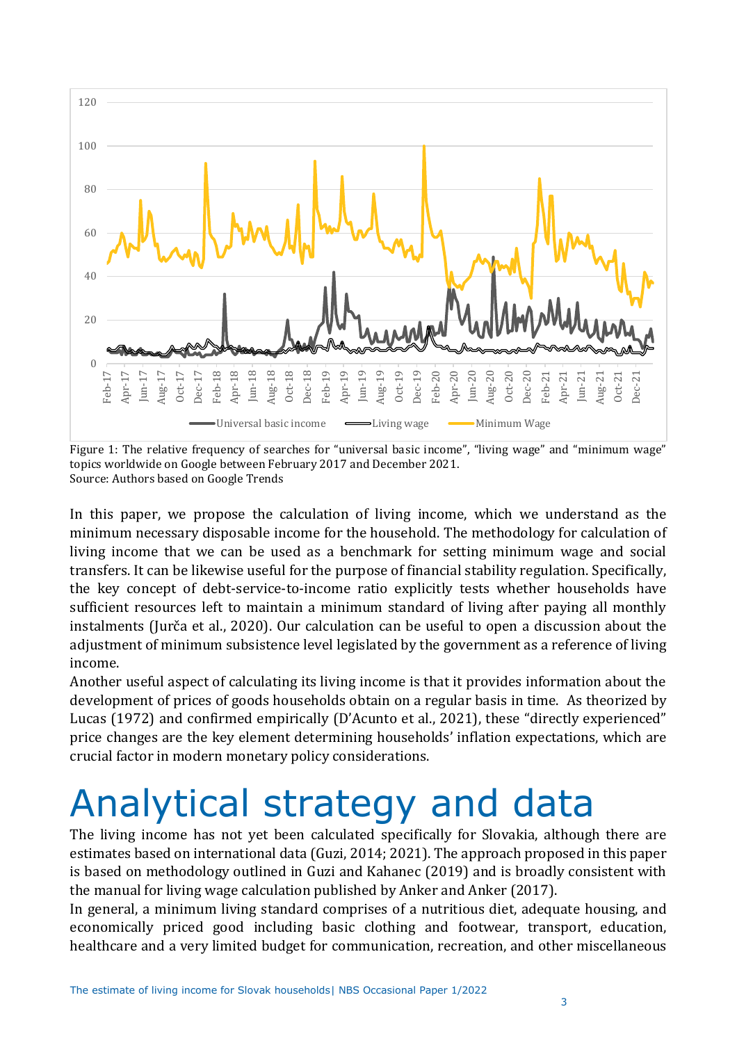Figure 1: The relative frequency of searches for "universal basic income", "living wage" and "minimum wage" topics worldwide on Google between February 2017 and December 2021.
Source: Authors based on Google Trends

In this paper, we propose the calculation of living income, which we understand as the minimum necessary disposable income for the household. The methodology for calculation of living income that we can be used as a benchmark for setting minimum wage and social transfers. It can be likewise useful for the purpose of financial stability regulation. Specifically, the key concept of debt-service-to-income ratio explicitly tests whether households have sufficient resources left to maintain a minimum standard of living after paying all monthly instalments (Jurča et al., 2020). Our calculation can be useful to open a discussion about the adjustment of minimum subsistence level legislated by the government as a reference of living income.

Another useful aspect of calculating its living income is that it provides information about the development of prices of goods households obtain on a regular basis in time. As theorized by Lucas (1972) and confirmed empirically (D'Acunto et al., 2021), these "directly experienced" price changes are the key element determining households' inflation expectations, which are crucial factor in modern monetary policy considerations.

# Analytical strategy and data

The living income has not yet been calculated specifically for Slovakia, although there are estimates based on international data (Guzi, 2014; 2021). The approach proposed in this paper is based on methodology outlined in Guzi and Kahanec (2019) and is broadly consistent with the manual for living wage calculation published by Anker and Anker (2017).

In general, a minimum living standard comprises of a nutritious diet, adequate housing, and economically priced good including basic clothing and footwear, transport, education, healthcare and a very limited budget for communication, recreation, and other miscellaneous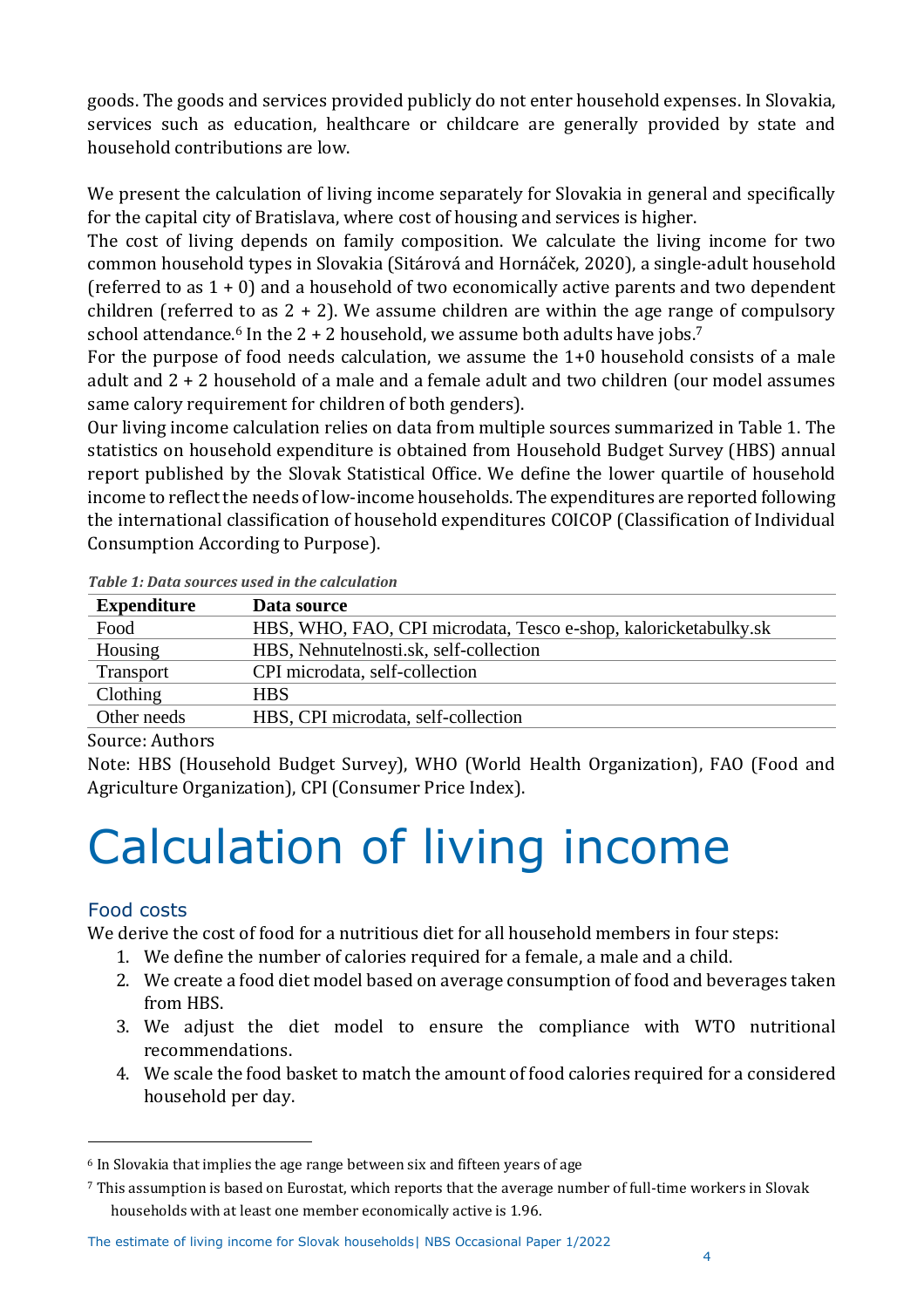goods. The goods and services provided publicly do not enter household expenses. In Slovakia, services such as education, healthcare or childcare are generally provided by state and household contributions are low.

We present the calculation of living income separately for Slovakia in general and specifically for the capital city of Bratislava, where cost of housing and services is higher.

The cost of living depends on family composition. We calculate the living income for two common household types in Slovakia (Sitárová and Hornáček, 2020), a single-adult household (referred to as 1 + 0) and a household of two economically active parents and two dependent children (referred to as 2 + 2). We assume children are within the age range of compulsory school attendance.[6] In the 2 + 2 household, we assume both adults have jobs.[7]

For the purpose of food needs calculation, we assume the 1+0 household consists of a male adult and 2 + 2 household of a male and a female adult and two children (our model assumes same calory requirement for children of both genders).

Our living income calculation relies on data from multiple sources summarized in Table 1. The statistics on household expenditure is obtained from Household Budget Survey (HBS) annual report published by the Slovak Statistical Office. We define the lower quartile of household income to reflect the needs of low-income households. The expenditures are reported following the international classification of household expenditures COICOP (Classification of Individual Consumption According to Purpose).

*Table 1: Data sources used in the calculation*

| Expenditure | Data source |
|---|---|
| Food | HBS, WHO, FAO, CPI microdata, Tesco e-shop, kaloricketabulky.sk |
| Housing | HBS, Nehnutelnosti.sk, self-collection |
| Transport | CPI microdata, self-collection |
| Clothing | HBS |
| Other needs | HBS, CPI microdata, self-collection |

Source: Authors

Note: HBS (Household Budget Survey), WHO (World Health Organization), FAO (Food and Agriculture Organization), CPI (Consumer Price Index).

# Calculation of living income

## Food costs

We derive the cost of food for a nutritious diet for all household members in four steps:

1. We define the number of calories required for a female, a male and a child.
2. We create a food diet model based on average consumption of food and beverages taken from HBS.
3. We adjust the diet model to ensure the compliance with WTO nutritional recommendations.
4. We scale the food basket to match the amount of food calories required for a considered household per day.

---

[6] In Slovakia that implies the age range between six and fifteen years of age

[7] This assumption is based on Eurostat, which reports that the average number of full-time workers in Slovak households with at least one member economically active is 1.96.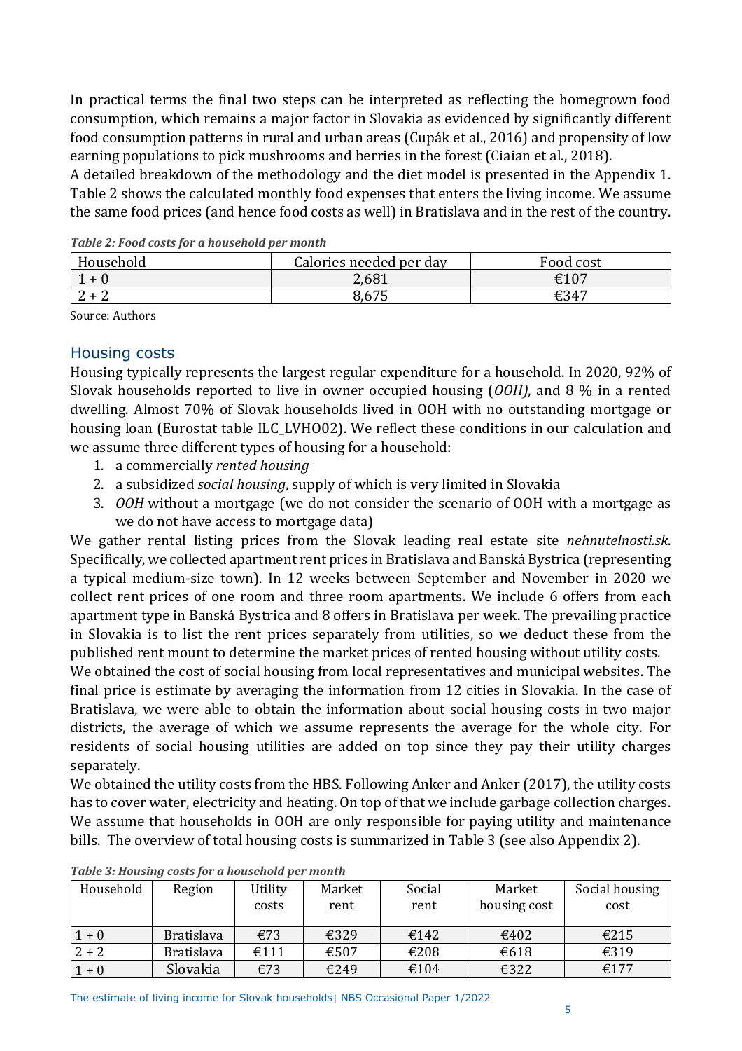In practical terms the final two steps can be interpreted as reflecting the homegrown food consumption, which remains a major factor in Slovakia as evidenced by significantly different food consumption patterns in rural and urban areas (Cupák et al., 2016) and propensity of low earning populations to pick mushrooms and berries in the forest (Ciaian et al., 2018).

A detailed breakdown of the methodology and the diet model is presented in the Appendix 1. Table 2 shows the calculated monthly food expenses that enters the living income. We assume the same food prices (and hence food costs as well) in Bratislava and in the rest of the country.

*Table 2: Food costs for a household per month*

| Household | Calories needed per day | Food cost |
|---|---|---|
| 1 + 0 | 2,681 | €107 |
| 2 + 2 | 8,675 | €347 |

Source: Authors

## Housing costs

Housing typically represents the largest regular expenditure for a household. In 2020, 92% of Slovak households reported to live in owner occupied housing (*OOH)*, and 8 % in a rented dwelling. Almost 70% of Slovak households lived in OOH with no outstanding mortgage or housing loan (Eurostat table ILC_LVHO02). We reflect these conditions in our calculation and we assume three different types of housing for a household:

1. a commercially *rented housing*
2. a subsidized *social housing*, supply of which is very limited in Slovakia
3. *OOH* without a mortgage (we do not consider the scenario of OOH with a mortgage as we do not have access to mortgage data)

We gather rental listing prices from the Slovak leading real estate site *nehnutelnosti.sk*. Specifically, we collected apartment rent prices in Bratislava and Banská Bystrica (representing a typical medium-size town). In 12 weeks between September and November in 2020 we collect rent prices of one room and three room apartments. We include 6 offers from each apartment type in Banská Bystrica and 8 offers in Bratislava per week. The prevailing practice in Slovakia is to list the rent prices separately from utilities, so we deduct these from the published rent mount to determine the market prices of rented housing without utility costs.

We obtained the cost of social housing from local representatives and municipal websites. The final price is estimate by averaging the information from 12 cities in Slovakia. In the case of Bratislava, we were able to obtain the information about social housing costs in two major districts, the average of which we assume represents the average for the whole city. For residents of social housing utilities are added on top since they pay their utility charges separately.

We obtained the utility costs from the HBS. Following Anker and Anker (2017), the utility costs has to cover water, electricity and heating. On top of that we include garbage collection charges. We assume that households in OOH are only responsible for paying utility and maintenance bills. The overview of total housing costs is summarized in Table 3 (see also Appendix 2).

*Table 3: Housing costs for a household per month*

| Household | Region | Utility costs | Market rent | Social rent | Market housing cost | Social housing cost |
|---|---|---|---|---|---|---|
| 1 + 0 | Bratislava | €73 | €329 | €142 | €402 | €215 |
| 2 + 2 | Bratislava | €111 | €507 | €208 | €618 | €319 |
| 1 + 0 | Slovakia | €73 | €249 | €104 | €322 | €177 |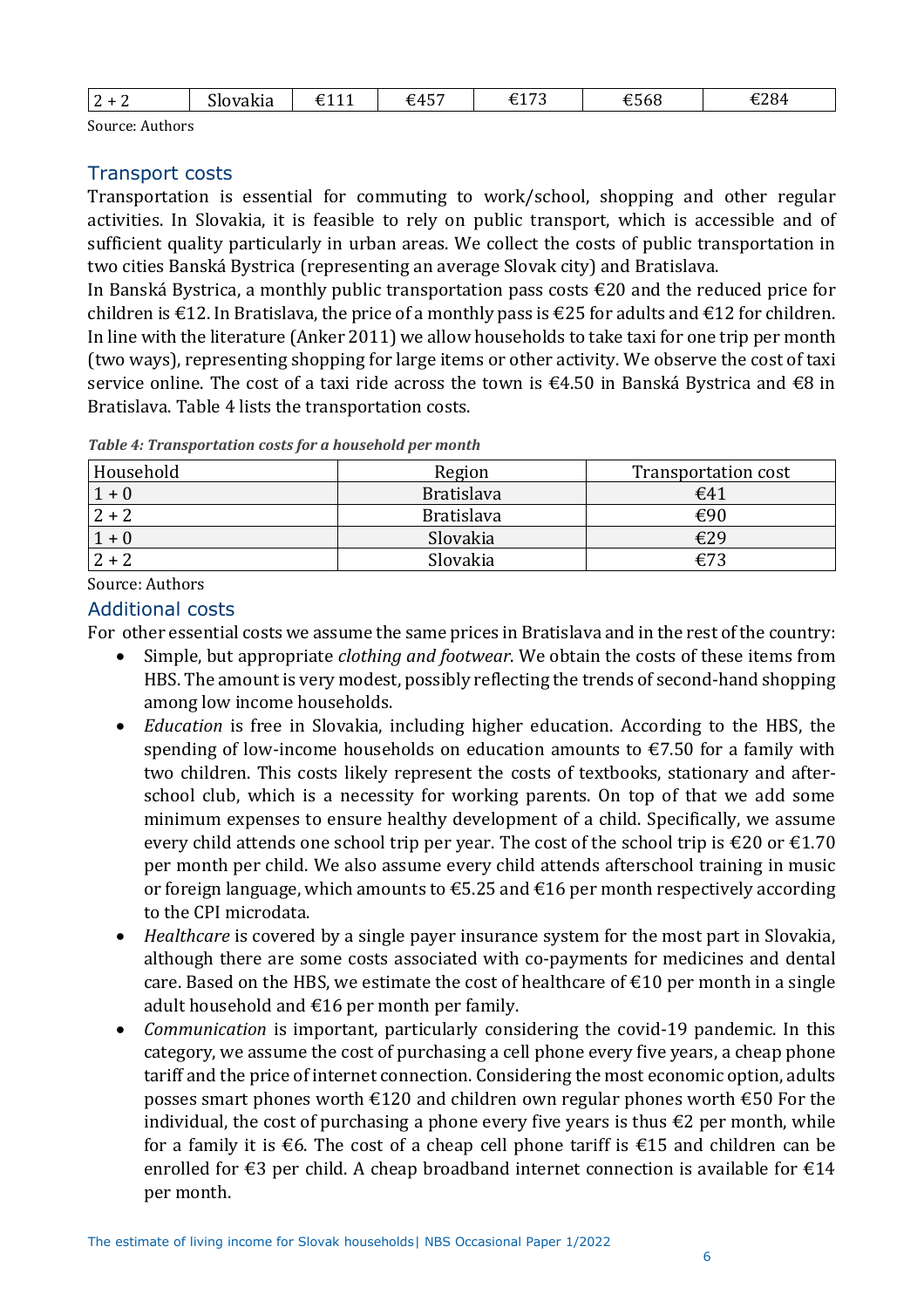| 2 + 2 | Slovakia | €111 | €457 | €173 | €568 | €284 |
|---|---|---|---|---|---|---|

Source: Authors

## Transport costs

Transportation is essential for commuting to work/school, shopping and other regular activities. In Slovakia, it is feasible to rely on public transport, which is accessible and of sufficient quality particularly in urban areas. We collect the costs of public transportation in two cities Banská Bystrica (representing an average Slovak city) and Bratislava.

In Banská Bystrica, a monthly public transportation pass costs €20 and the reduced price for children is €12. In Bratislava, the price of a monthly pass is €25 for adults and €12 for children. In line with the literature (Anker 2011) we allow households to take taxi for one trip per month (two ways), representing shopping for large items or other activity. We observe the cost of taxi service online. The cost of a taxi ride across the town is €4.50 in Banská Bystrica and €8 in Bratislava. Table 4 lists the transportation costs.

***Table 4: Transportation costs for a household per month***

| Household | Region | Transportation cost |
|---|---|---|
| 1 + 0 | Bratislava | €41 |
| 2 + 2 | Bratislava | €90 |
| 1 + 0 | Slovakia | €29 |
| 2 + 2 | Slovakia | €73 |

Source: Authors

## Additional costs

For other essential costs we assume the same prices in Bratislava and in the rest of the country:

- Simple, but appropriate *clothing and footwear*. We obtain the costs of these items from HBS. The amount is very modest, possibly reflecting the trends of second-hand shopping among low income households.
- *Education* is free in Slovakia, including higher education. According to the HBS, the spending of low-income households on education amounts to €7.50 for a family with two children. This costs likely represent the costs of textbooks, stationary and after-school club, which is a necessity for working parents. On top of that we add some minimum expenses to ensure healthy development of a child. Specifically, we assume every child attends one school trip per year. The cost of the school trip is €20 or €1.70 per month per child. We also assume every child attends afterschool training in music or foreign language, which amounts to €5.25 and €16 per month respectively according to the CPI microdata.
- *Healthcare* is covered by a single payer insurance system for the most part in Slovakia, although there are some costs associated with co-payments for medicines and dental care. Based on the HBS, we estimate the cost of healthcare of €10 per month in a single adult household and €16 per month per family.
- *Communication* is important, particularly considering the covid-19 pandemic. In this category, we assume the cost of purchasing a cell phone every five years, a cheap phone tariff and the price of internet connection. Considering the most economic option, adults posses smart phones worth €120 and children own regular phones worth €50 For the individual, the cost of purchasing a phone every five years is thus €2 per month, while for a family it is €6. The cost of a cheap cell phone tariff is €15 and children can be enrolled for €3 per child. A cheap broadband internet connection is available for €14 per month.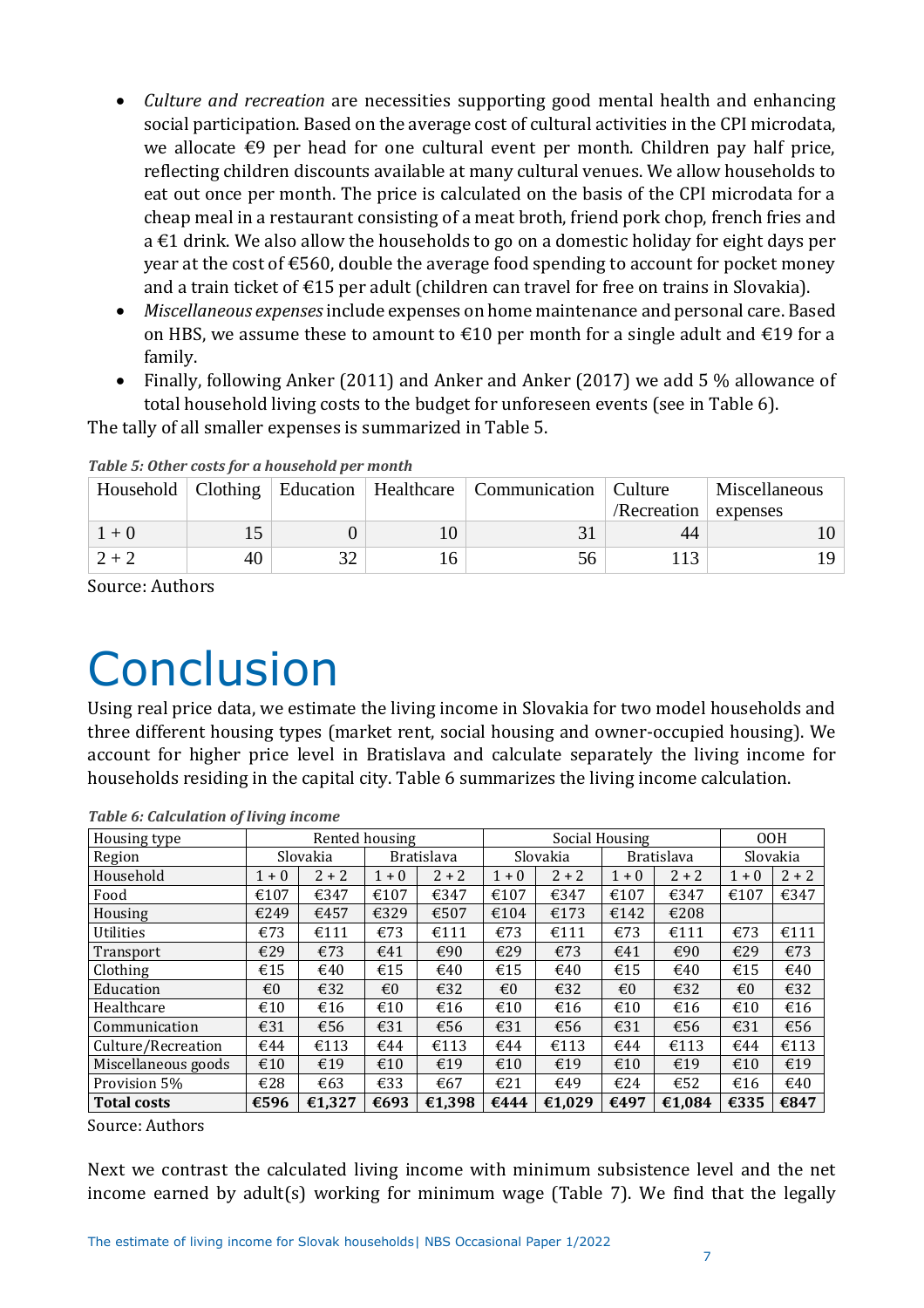- *Culture and recreation* are necessities supporting good mental health and enhancing social participation. Based on the average cost of cultural activities in the CPI microdata, we allocate €9 per head for one cultural event per month. Children pay half price, reflecting children discounts available at many cultural venues. We allow households to eat out once per month. The price is calculated on the basis of the CPI microdata for a cheap meal in a restaurant consisting of a meat broth, friend pork chop, french fries and a €1 drink. We also allow the households to go on a domestic holiday for eight days per year at the cost of €560, double the average food spending to account for pocket money and a train ticket of €15 per adult (children can travel for free on trains in Slovakia).
- *Miscellaneous expenses* include expenses on home maintenance and personal care. Based on HBS, we assume these to amount to €10 per month for a single adult and €19 for a family.
- Finally, following Anker (2011) and Anker and Anker (2017) we add 5 % allowance of total household living costs to the budget for unforeseen events (see in Table 6).

The tally of all smaller expenses is summarized in Table 5.

***Table 5: Other costs for a household per month***

| Household | Clothing | Education | Healthcare | Communication | Culture /Recreation | Miscellaneous expenses |
|---|---|---|---|---|---|---|
| 1 + 0 | 15 | 0 | 10 | 31 | 44 | 10 |
| 2 + 2 | 40 | 32 | 16 | 56 | 113 | 19 |

Source: Authors

# Conclusion

Using real price data, we estimate the living income in Slovakia for two model households and three different housing types (market rent, social housing and owner-occupied housing). We account for higher price level in Bratislava and calculate separately the living income for households residing in the capital city. Table 6 summarizes the living income calculation.

***Table 6: Calculation of living income***

| Housing type | Rented housing | | | | Social Housing | | | | OOH | |
|---|---|---|---|---|---|---|---|---|---|---|
| Region | Slovakia | | Bratislava | | Slovakia | | Bratislava | | Slovakia | |
| Household | 1 + 0 | 2 + 2 | 1 + 0 | 2 + 2 | 1 + 0 | 2 + 2 | 1 + 0 | 2 + 2 | 1 + 0 | 2 + 2 |
| Food | €107 | €347 | €107 | €347 | €107 | €347 | €107 | €347 | €107 | €347 |
| Housing | €249 | €457 | €329 | €507 | €104 | €173 | €142 | €208 | | |
| Utilities | €73 | €111 | €73 | €111 | €73 | €111 | €73 | €111 | €73 | €111 |
| Transport | €29 | €73 | €41 | €90 | €29 | €73 | €41 | €90 | €29 | €73 |
| Clothing | €15 | €40 | €15 | €40 | €15 | €40 | €15 | €40 | €15 | €40 |
| Education | €0 | €32 | €0 | €32 | €0 | €32 | €0 | €32 | €0 | €32 |
| Healthcare | €10 | €16 | €10 | €16 | €10 | €16 | €10 | €16 | €10 | €16 |
| Communication | €31 | €56 | €31 | €56 | €31 | €56 | €31 | €56 | €31 | €56 |
| Culture/Recreation | €44 | €113 | €44 | €113 | €44 | €113 | €44 | €113 | €44 | €113 |
| Miscellaneous goods | €10 | €19 | €10 | €19 | €10 | €19 | €10 | €19 | €10 | €19 |
| Provision 5% | €28 | €63 | €33 | €67 | €21 | €49 | €24 | €52 | €16 | €40 |
| **Total costs** | **€596** | **€1,327** | **€693** | **€1,398** | **€444** | **€1,029** | **€497** | **€1,084** | **€335** | **€847** |

Source: Authors

Next we contrast the calculated living income with minimum subsistence level and the net income earned by adult(s) working for minimum wage (Table 7). We find that the legally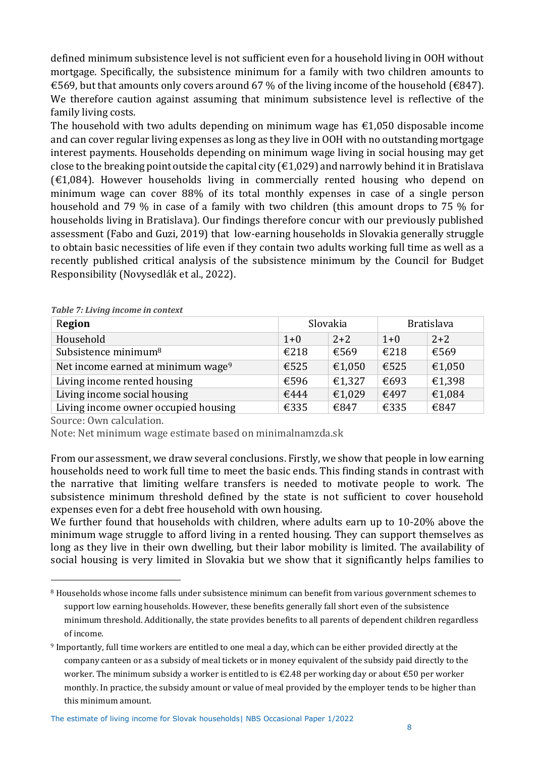defined minimum subsistence level is not sufficient even for a household living in OOH without mortgage. Specifically, the subsistence minimum for a family with two children amounts to €569, but that amounts only covers around 67 % of the living income of the household (€847). We therefore caution against assuming that minimum subsistence level is reflective of the family living costs.

The household with two adults depending on minimum wage has €1,050 disposable income and can cover regular living expenses as long as they live in OOH with no outstanding mortgage interest payments. Households depending on minimum wage living in social housing may get close to the breaking point outside the capital city (€1,029) and narrowly behind it in Bratislava (€1,084). However households living in commercially rented housing who depend on minimum wage can cover 88% of its total monthly expenses in case of a single person household and 79 % in case of a family with two children (this amount drops to 75 % for households living in Bratislava). Our findings therefore concur with our previously published assessment (Fabo and Guzi, 2019) that low-earning households in Slovakia generally struggle to obtain basic necessities of life even if they contain two adults working full time as well as a recently published critical analysis of the subsistence minimum by the Council for Budget Responsibility (Novysedlák et al., 2022).

*Table 7: Living income in context*

| Region | Slovakia | | Bratislava | |
|---|---|---|---|---|
| Household | 1+0 | 2+2 | 1+0 | 2+2 |
| Subsistence minimum[8] | €218 | €569 | €218 | €569 |
| Net income earned at minimum wage[9] | €525 | €1,050 | €525 | €1,050 |
| Living income rented housing | €596 | €1,327 | €693 | €1,398 |
| Living income social housing | €444 | €1,029 | €497 | €1,084 |
| Living income owner occupied housing | €335 | €847 | €335 | €847 |

Source: Own calculation.

Note: Net minimum wage estimate based on minimalnamzda.sk

From our assessment, we draw several conclusions. Firstly, we show that people in low earning households need to work full time to meet the basic ends. This finding stands in contrast with the narrative that limiting welfare transfers is needed to motivate people to work. The subsistence minimum threshold defined by the state is not sufficient to cover household expenses even for a debt free household with own housing.

We further found that households with children, where adults earn up to 10-20% above the minimum wage struggle to afford living in a rented housing. They can support themselves as long as they live in their own dwelling, but their labor mobility is limited. The availability of social housing is very limited in Slovakia but we show that it significantly helps families to

[8] Households whose income falls under subsistence minimum can benefit from various government schemes to support low earning households. However, these benefits generally fall short even of the subsistence minimum threshold. Additionally, the state provides benefits to all parents of dependent children regardless of income.

[9] Importantly, full time workers are entitled to one meal a day, which can be either provided directly at the company canteen or as a subsidy of meal tickets or in money equivalent of the subsidy paid directly to the worker. The minimum subsidy a worker is entitled to is €2.48 per working day or about €50 per worker monthly. In practice, the subsidy amount or value of meal provided by the employer tends to be higher than this minimum amount.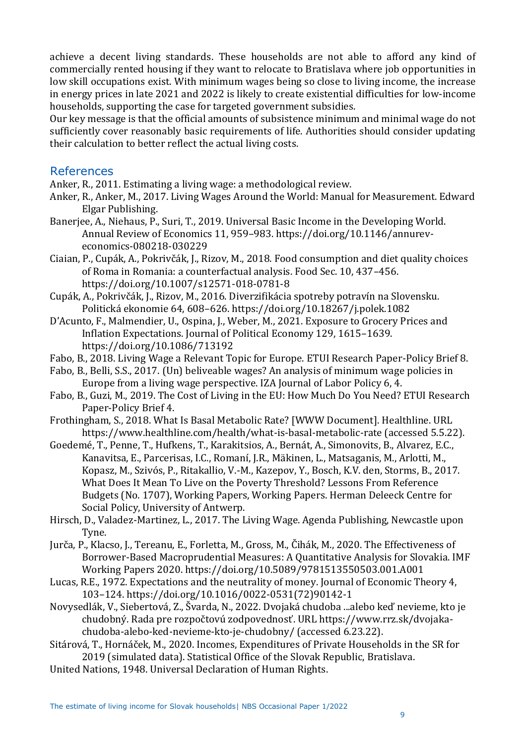achieve a decent living standards. These households are not able to afford any kind of commercially rented housing if they want to relocate to Bratislava where job opportunities in low skill occupations exist. With minimum wages being so close to living income, the increase in energy prices in late 2021 and 2022 is likely to create existential difficulties for low-income households, supporting the case for targeted government subsidies.

Our key message is that the official amounts of subsistence minimum and minimal wage do not sufficiently cover reasonably basic requirements of life. Authorities should consider updating their calculation to better reflect the actual living costs.

## References

Anker, R., 2011. Estimating a living wage: a methodological review.

Anker, R., Anker, M., 2017. Living Wages Around the World: Manual for Measurement. Edward Elgar Publishing.

Banerjee, A., Niehaus, P., Suri, T., 2019. Universal Basic Income in the Developing World. Annual Review of Economics 11, 959–983. https://doi.org/10.1146/annurev-economics-080218-030229

Ciaian, P., Cupák, A., Pokrivčák, J., Rizov, M., 2018. Food consumption and diet quality choices of Roma in Romania: a counterfactual analysis. Food Sec. 10, 437–456. https://doi.org/10.1007/s12571-018-0781-8

Cupák, A., Pokrivčák, J., Rizov, M., 2016. Diverzifikácia spotreby potravín na Slovensku. Politická ekonomie 64, 608–626. https://doi.org/10.18267/j.polek.1082

D'Acunto, F., Malmendier, U., Ospina, J., Weber, M., 2021. Exposure to Grocery Prices and Inflation Expectations. Journal of Political Economy 129, 1615–1639. https://doi.org/10.1086/713192

Fabo, B., 2018. Living Wage a Relevant Topic for Europe. ETUI Research Paper-Policy Brief 8.

Fabo, B., Belli, S.S., 2017. (Un) beliveable wages? An analysis of minimum wage policies in Europe from a living wage perspective. IZA Journal of Labor Policy 6, 4.

Fabo, B., Guzi, M., 2019. The Cost of Living in the EU: How Much Do You Need? ETUI Research Paper-Policy Brief 4.

Frothingham, S., 2018. What Is Basal Metabolic Rate? [WWW Document]. Healthline. URL https://www.healthline.com/health/what-is-basal-metabolic-rate (accessed 5.5.22).

Goedemé, T., Penne, T., Hufkens, T., Karakitsios, A., Bernát, A., Simonovits, B., Alvarez, E.C., Kanavitsa, E., Parcerisas, I.C., Romaní, J.R., Mäkinen, L., Matsaganis, M., Arlotti, M., Kopasz, M., Szivós, P., Ritakallio, V.-M., Kazepov, Y., Bosch, K.V. den, Storms, B., 2017. What Does It Mean To Live on the Poverty Threshold? Lessons From Reference Budgets (No. 1707), Working Papers, Working Papers. Herman Deleeck Centre for Social Policy, University of Antwerp.

Hirsch, D., Valadez-Martinez, L., 2017. The Living Wage. Agenda Publishing, Newcastle upon Tyne.

Jurča, P., Klacso, J., Tereanu, E., Forletta, M., Gross, M., Čihák, M., 2020. The Effectiveness of Borrower-Based Macroprudential Measures: A Quantitative Analysis for Slovakia. IMF Working Papers 2020. https://doi.org/10.5089/9781513550503.001.A001

Lucas, R.E., 1972. Expectations and the neutrality of money. Journal of Economic Theory 4, 103–124. https://doi.org/10.1016/0022-0531(72)90142-1

Novysedlák, V., Siebertová, Z., Švarda, N., 2022. Dvojaká chudoba ...alebo keď nevieme, kto je chudobný. Rada pre rozpočtovú zodpovednosť. URL https://www.rrz.sk/dvojaka-chudoba-alebo-ked-nevieme-kto-je-chudobny/ (accessed 6.23.22).

Sitárová, T., Hornáček, M., 2020. Incomes, Expenditures of Private Households in the SR for 2019 (simulated data). Statistical Office of the Slovak Republic, Bratislava.

United Nations, 1948. Universal Declaration of Human Rights.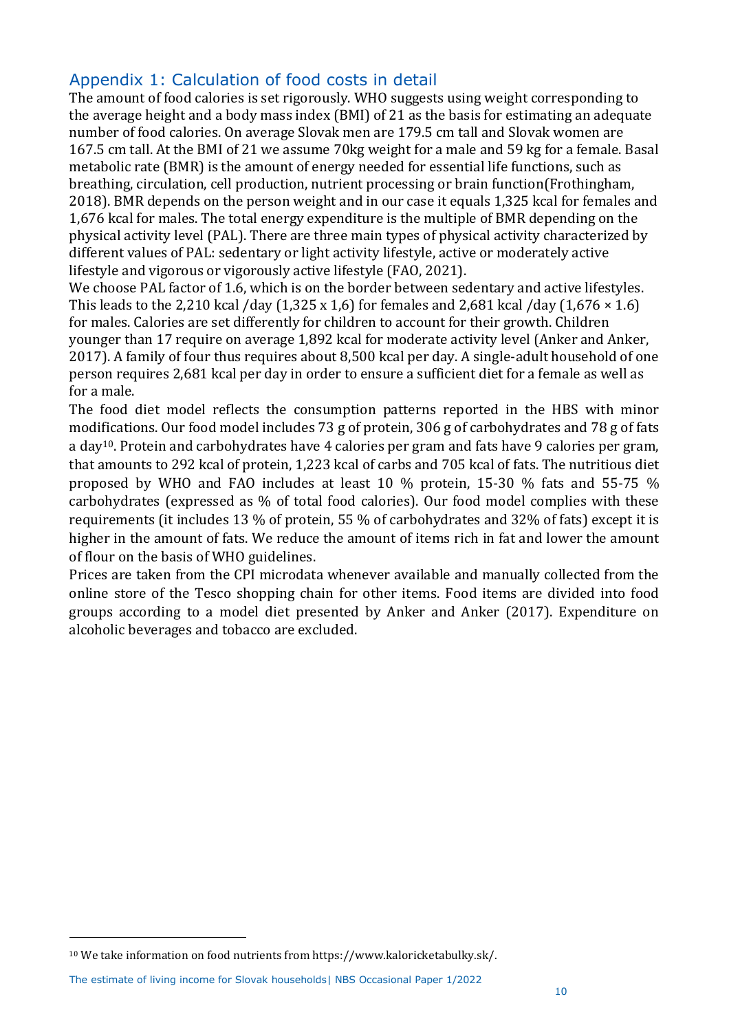## Appendix 1: Calculation of food costs in detail

The amount of food calories is set rigorously. WHO suggests using weight corresponding to the average height and a body mass index (BMI) of 21 as the basis for estimating an adequate number of food calories. On average Slovak men are 179.5 cm tall and Slovak women are 167.5 cm tall. At the BMI of 21 we assume 70kg weight for a male and 59 kg for a female. Basal metabolic rate (BMR) is the amount of energy needed for essential life functions, such as breathing, circulation, cell production, nutrient processing or brain function(Frothingham, 2018). BMR depends on the person weight and in our case it equals 1,325 kcal for females and 1,676 kcal for males. The total energy expenditure is the multiple of BMR depending on the physical activity level (PAL). There are three main types of physical activity characterized by different values of PAL: sedentary or light activity lifestyle, active or moderately active lifestyle and vigorous or vigorously active lifestyle (FAO, 2021).

We choose PAL factor of 1.6, which is on the border between sedentary and active lifestyles. This leads to the 2,210 kcal /day (1,325 x 1,6) for females and 2,681 kcal /day (1,676 × 1.6) for males. Calories are set differently for children to account for their growth. Children younger than 17 require on average 1,892 kcal for moderate activity level (Anker and Anker, 2017). A family of four thus requires about 8,500 kcal per day. A single-adult household of one person requires 2,681 kcal per day in order to ensure a sufficient diet for a female as well as for a male.

The food diet model reflects the consumption patterns reported in the HBS with minor modifications. Our food model includes 73 g of protein, 306 g of carbohydrates and 78 g of fats a day[10]. Protein and carbohydrates have 4 calories per gram and fats have 9 calories per gram, that amounts to 292 kcal of protein, 1,223 kcal of carbs and 705 kcal of fats. The nutritious diet proposed by WHO and FAO includes at least 10 % protein, 15-30 % fats and 55-75 % carbohydrates (expressed as % of total food calories). Our food model complies with these requirements (it includes 13 % of protein, 55 % of carbohydrates and 32% of fats) except it is higher in the amount of fats. We reduce the amount of items rich in fat and lower the amount of flour on the basis of WHO guidelines.

Prices are taken from the CPI microdata whenever available and manually collected from the online store of the Tesco shopping chain for other items. Food items are divided into food groups according to a model diet presented by Anker and Anker (2017). Expenditure on alcoholic beverages and tobacco are excluded.

---

[10] We take information on food nutrients from https://www.kaloricketabulky.sk/.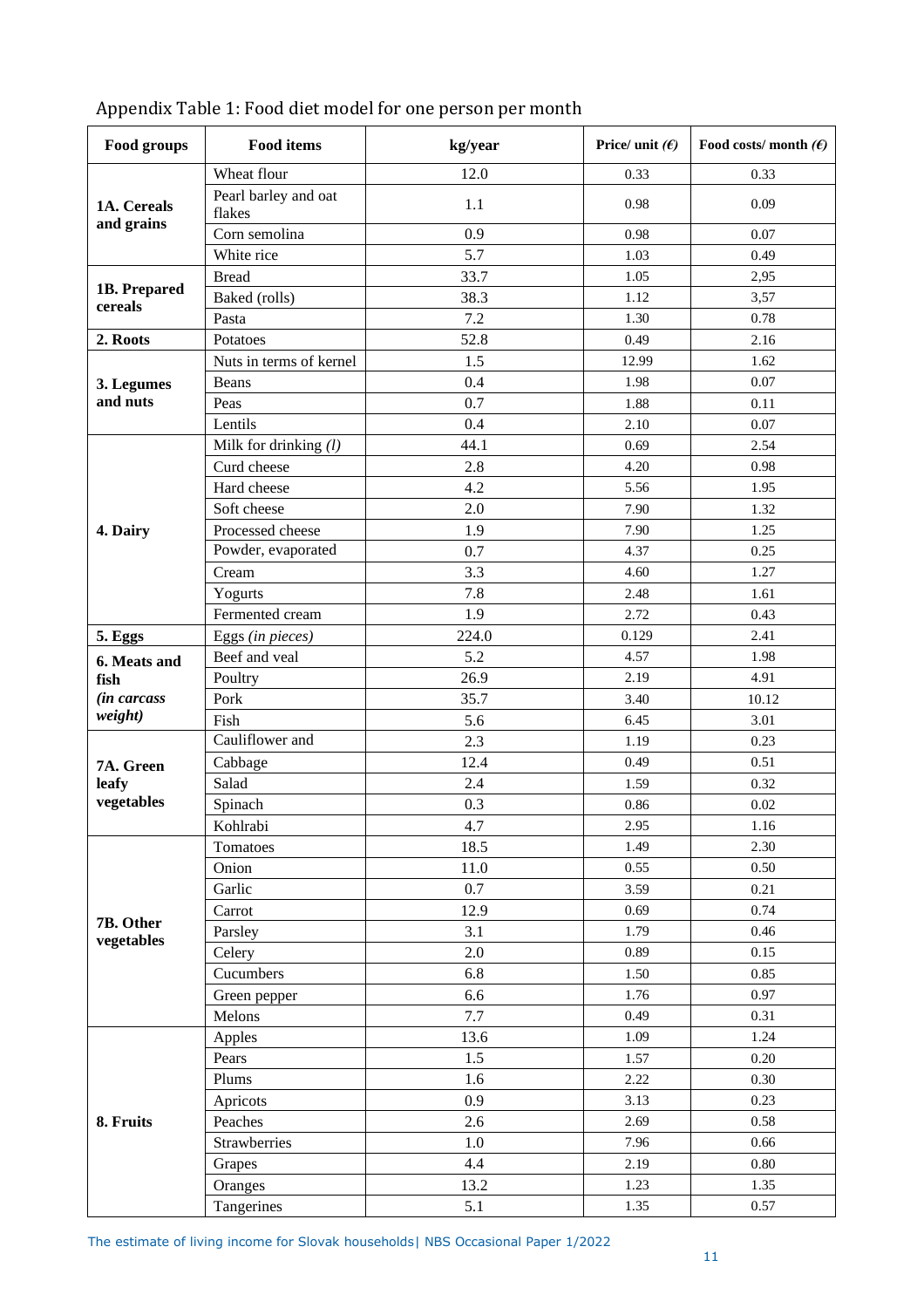Appendix Table 1: Food diet model for one person per month

| Food groups | Food items | kg/year | Price/ unit *(€)* | Food costs/ month *(€)* |
|---|---|---|---|---|
| **1A. Cereals and grains** | Wheat flour | 12.0 | 0.33 | 0.33 |
| | Pearl barley and oat flakes | 1.1 | 0.98 | 0.09 |
| | Corn semolina | 0.9 | 0.98 | 0.07 |
| | White rice | 5.7 | 1.03 | 0.49 |
| **1B. Prepared cereals** | Bread | 33.7 | 1.05 | 2,95 |
| | Baked (rolls) | 38.3 | 1.12 | 3,57 |
| | Pasta | 7.2 | 1.30 | 0.78 |
| **2. Roots** | Potatoes | 52.8 | 0.49 | 2.16 |
| **3. Legumes and nuts** | Nuts in terms of kernel | 1.5 | 12.99 | 1.62 |
| | Beans | 0.4 | 1.98 | 0.07 |
| | Peas | 0.7 | 1.88 | 0.11 |
| | Lentils | 0.4 | 2.10 | 0.07 |
| **4. Dairy** | Milk for drinking *(l)* | 44.1 | 0.69 | 2.54 |
| | Curd cheese | 2.8 | 4.20 | 0.98 |
| | Hard cheese | 4.2 | 5.56 | 1.95 |
| | Soft cheese | 2.0 | 7.90 | 1.32 |
| | Processed cheese | 1.9 | 7.90 | 1.25 |
| | Powder, evaporated | 0.7 | 4.37 | 0.25 |
| | Cream | 3.3 | 4.60 | 1.27 |
| | Yogurts | 7.8 | 2.48 | 1.61 |
| | Fermented cream | 1.9 | 2.72 | 0.43 |
| **5. Eggs** | Eggs *(in pieces)* | 224.0 | 0.129 | 2.41 |
| **6. Meats and fish** *(in carcass weight)* | Beef and veal | 5.2 | 4.57 | 1.98 |
| | Poultry | 26.9 | 2.19 | 4.91 |
| | Pork | 35.7 | 3.40 | 10.12 |
| | Fish | 5.6 | 6.45 | 3.01 |
| **7A. Green leafy vegetables** | Cauliflower and | 2.3 | 1.19 | 0.23 |
| | Cabbage | 12.4 | 0.49 | 0.51 |
| | Salad | 2.4 | 1.59 | 0.32 |
| | Spinach | 0.3 | 0.86 | 0.02 |
| | Kohlrabi | 4.7 | 2.95 | 1.16 |
| **7B. Other vegetables** | Tomatoes | 18.5 | 1.49 | 2.30 |
| | Onion | 11.0 | 0.55 | 0.50 |
| | Garlic | 0.7 | 3.59 | 0.21 |
| | Carrot | 12.9 | 0.69 | 0.74 |
| | Parsley | 3.1 | 1.79 | 0.46 |
| | Celery | 2.0 | 0.89 | 0.15 |
| | Cucumbers | 6.8 | 1.50 | 0.85 |
| | Green pepper | 6.6 | 1.76 | 0.97 |
| | Melons | 7.7 | 0.49 | 0.31 |
| **8. Fruits** | Apples | 13.6 | 1.09 | 1.24 |
| | Pears | 1.5 | 1.57 | 0.20 |
| | Plums | 1.6 | 2.22 | 0.30 |
| | Apricots | 0.9 | 3.13 | 0.23 |
| | Peaches | 2.6 | 2.69 | 0.58 |
| | Strawberries | 1.0 | 7.96 | 0.66 |
| | Grapes | 4.4 | 2.19 | 0.80 |
| | Oranges | 13.2 | 1.23 | 1.35 |
| | Tangerines | 5.1 | 1.35 | 0.57 |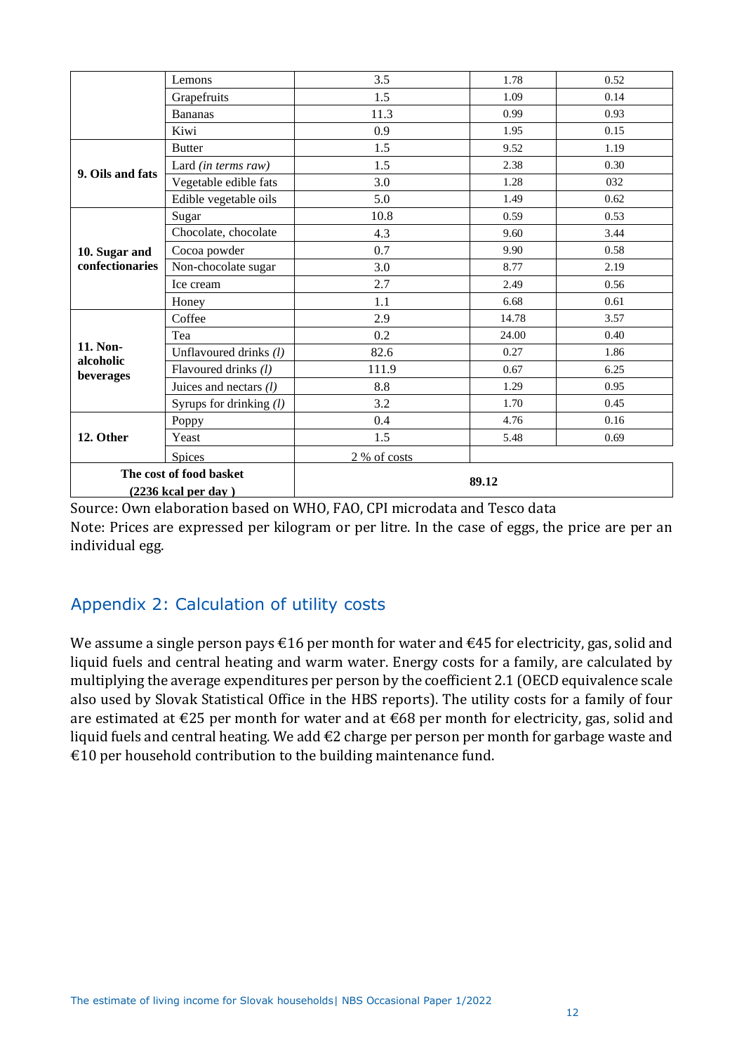| | | | | |
|---|---|---|---|---|
| | Lemons | 3.5 | 1.78 | 0.52 |
| | Grapefruits | 1.5 | 1.09 | 0.14 |
| | Bananas | 11.3 | 0.99 | 0.93 |
| | Kiwi | 0.9 | 1.95 | 0.15 |
| **9. Oils and fats** | Butter | 1.5 | 9.52 | 1.19 |
| | Lard *(in terms raw)* | 1.5 | 2.38 | 0.30 |
| | Vegetable edible fats | 3.0 | 1.28 | 032 |
| | Edible vegetable oils | 5.0 | 1.49 | 0.62 |
| **10. Sugar and confectionaries** | Sugar | 10.8 | 0.59 | 0.53 |
| | Chocolate, chocolate | 4.3 | 9.60 | 3.44 |
| | Cocoa powder | 0.7 | 9.90 | 0.58 |
| | Non-chocolate sugar | 3.0 | 8.77 | 2.19 |
| | Ice cream | 2.7 | 2.49 | 0.56 |
| | Honey | 1.1 | 6.68 | 0.61 |
| **11. Non-alcoholic beverages** | Coffee | 2.9 | 14.78 | 3.57 |
| | Tea | 0.2 | 24.00 | 0.40 |
| | Unflavoured drinks *(l)* | 82.6 | 0.27 | 1.86 |
| | Flavoured drinks *(l)* | 111.9 | 0.67 | 6.25 |
| | Juices and nectars *(l)* | 8.8 | 1.29 | 0.95 |
| | Syrups for drinking *(l)* | 3.2 | 1.70 | 0.45 |
| **12. Other** | Poppy | 0.4 | 4.76 | 0.16 |
| | Yeast | 1.5 | 5.48 | 0.69 |
| | Spices | 2 % of costs | | |
| **The cost of food basket (2236 kcal per day )** | | **89.12** | | |

Source: Own elaboration based on WHO, FAO, CPI microdata and Tesco data

Note: Prices are expressed per kilogram or per litre. In the case of eggs, the price are per an individual egg.

## Appendix 2: Calculation of utility costs

We assume a single person pays €16 per month for water and €45 for electricity, gas, solid and liquid fuels and central heating and warm water. Energy costs for a family, are calculated by multiplying the average expenditures per person by the coefficient 2.1 (OECD equivalence scale also used by Slovak Statistical Office in the HBS reports). The utility costs for a family of four are estimated at €25 per month for water and at €68 per month for electricity, gas, solid and liquid fuels and central heating. We add €2 charge per person per month for garbage waste and €10 per household contribution to the building maintenance fund.